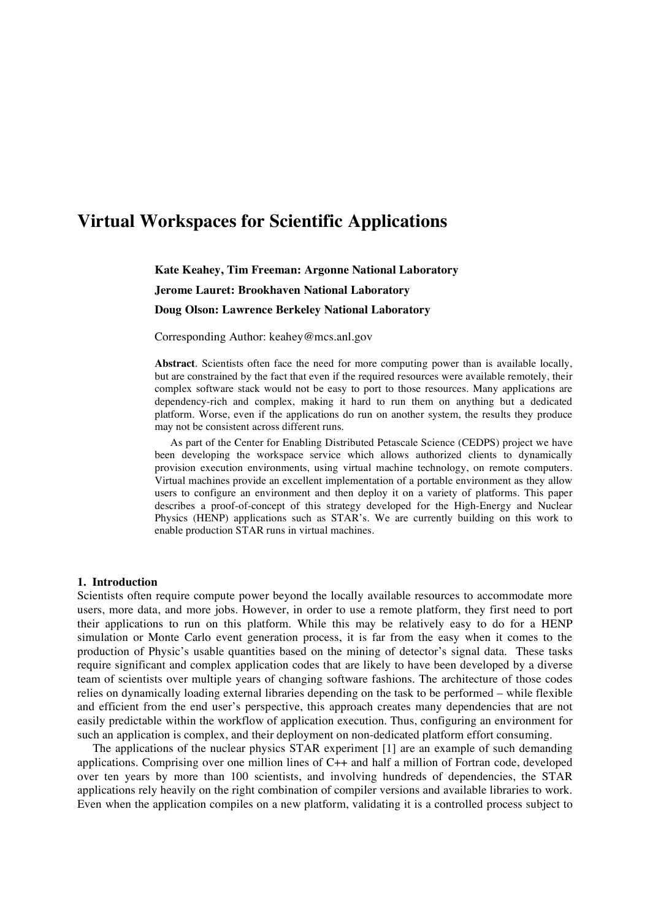# Virtual Workspaces for Scientific Applications

**Kate Keahey, Tim Freeman: Argonne National Laboratory**

**Jerome Lauret: Brookhaven National Laboratory**

**Doug Olson: Lawrence Berkeley National Laboratory**

Corresponding Author: keahey@mcs.anl.gov

**Abstract**. Scientists often face the need for more computing power than is available locally, but are constrained by the fact that even if the required resources were available remotely, their complex software stack would not be easy to port to those resources. Many applications are dependency-rich and complex, making it hard to run them on anything but a dedicated platform. Worse, even if the applications do run on another system, the results they produce may not be consistent across different runs.

As part of the Center for Enabling Distributed Petascale Science (CEDPS) project we have been developing the workspace service which allows authorized clients to dynamically provision execution environments, using virtual machine technology, on remote computers. Virtual machines provide an excellent implementation of a portable environment as they allow users to configure an environment and then deploy it on a variety of platforms. This paper describes a proof-of-concept of this strategy developed for the High-Energy and Nuclear Physics (HENP) applications such as STAR's. We are currently building on this work to enable production STAR runs in virtual machines.

## 1. Introduction

Scientists often require compute power beyond the locally available resources to accommodate more users, more data, and more jobs. However, in order to use a remote platform, they first need to port their applications to run on this platform. While this may be relatively easy to do for a HENP simulation or Monte Carlo event generation process, it is far from the easy when it comes to the production of Physic's usable quantities based on the mining of detector's signal data. These tasks require significant and complex application codes that are likely to have been developed by a diverse team of scientists over multiple years of changing software fashions. The architecture of those codes relies on dynamically loading external libraries depending on the task to be performed – while flexible and efficient from the end user's perspective, this approach creates many dependencies that are not easily predictable within the workflow of application execution. Thus, configuring an environment for such an application is complex, and their deployment on non-dedicated platform effort consuming.

The applications of the nuclear physics STAR experiment [1] are an example of such demanding applications. Comprising over one million lines of C++ and half a million of Fortran code, developed over ten years by more than 100 scientists, and involving hundreds of dependencies, the STAR applications rely heavily on the right combination of compiler versions and available libraries to work. Even when the application compiles on a new platform, validating it is a controlled process subject to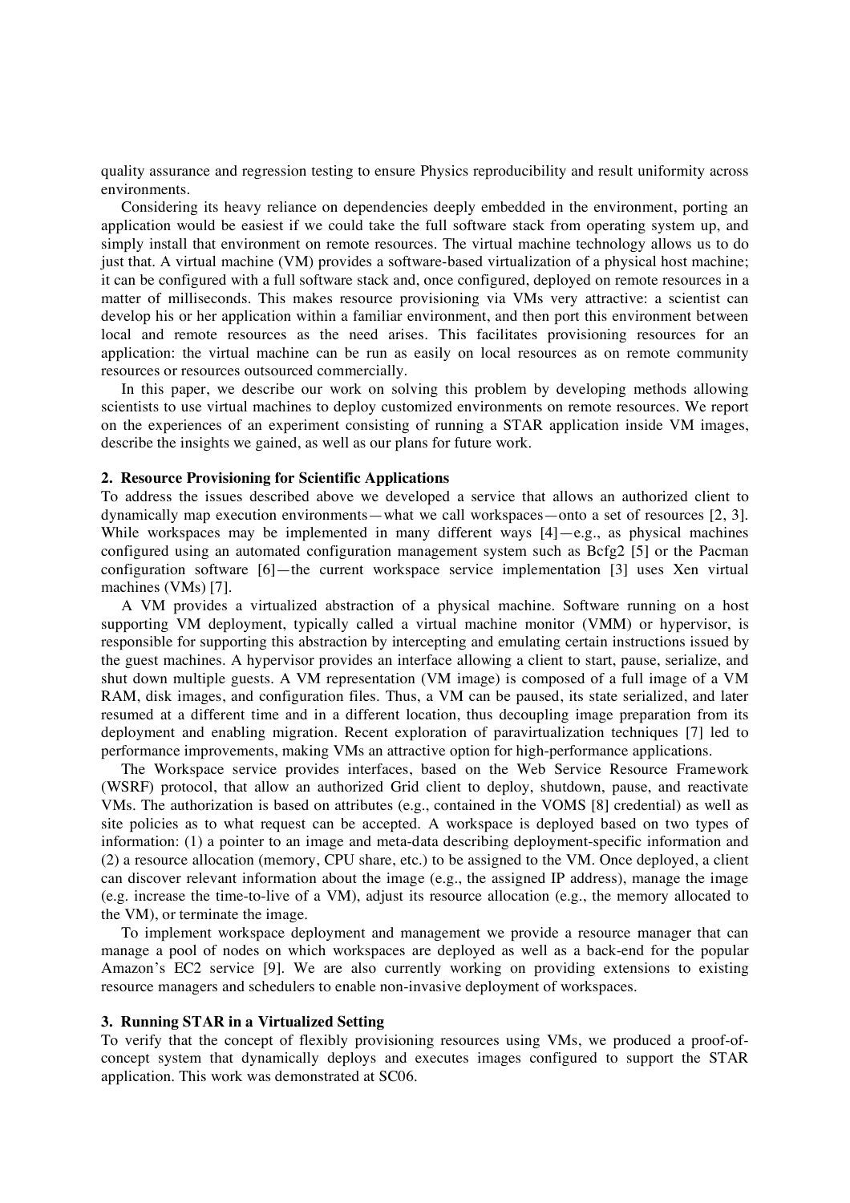quality assurance and regression testing to ensure Physics reproducibility and result uniformity across environments.

Considering its heavy reliance on dependencies deeply embedded in the environment, porting an application would be easiest if we could take the full software stack from operating system up, and simply install that environment on remote resources. The virtual machine technology allows us to do just that. A virtual machine (VM) provides a software-based virtualization of a physical host machine; it can be configured with a full software stack and, once configured, deployed on remote resources in a matter of milliseconds. This makes resource provisioning via VMs very attractive: a scientist can develop his or her application within a familiar environment, and then port this environment between local and remote resources as the need arises. This facilitates provisioning resources for an application: the virtual machine can be run as easily on local resources as on remote community resources or resources outsourced commercially.

In this paper, we describe our work on solving this problem by developing methods allowing scientists to use virtual machines to deploy customized environments on remote resources. We report on the experiences of an experiment consisting of running a STAR application inside VM images, describe the insights we gained, as well as our plans for future work.

## 2. Resource Provisioning for Scientific Applications

To address the issues described above we developed a service that allows an authorized client to dynamically map execution environments—what we call workspaces—onto a set of resources [2, 3]. While workspaces may be implemented in many different ways [4]—e.g., as physical machines configured using an automated configuration management system such as Bcfg2 [5] or the Pacman configuration software [6]—the current workspace service implementation [3] uses Xen virtual machines (VMs) [7].

A VM provides a virtualized abstraction of a physical machine. Software running on a host supporting VM deployment, typically called a virtual machine monitor (VMM) or hypervisor, is responsible for supporting this abstraction by intercepting and emulating certain instructions issued by the guest machines. A hypervisor provides an interface allowing a client to start, pause, serialize, and shut down multiple guests. A VM representation (VM image) is composed of a full image of a VM RAM, disk images, and configuration files. Thus, a VM can be paused, its state serialized, and later resumed at a different time and in a different location, thus decoupling image preparation from its deployment and enabling migration. Recent exploration of paravirtualization techniques [7] led to performance improvements, making VMs an attractive option for high-performance applications.

The Workspace service provides interfaces, based on the Web Service Resource Framework (WSRF) protocol, that allow an authorized Grid client to deploy, shutdown, pause, and reactivate VMs. The authorization is based on attributes (e.g., contained in the VOMS [8] credential) as well as site policies as to what request can be accepted. A workspace is deployed based on two types of information: (1) a pointer to an image and meta-data describing deployment-specific information and (2) a resource allocation (memory, CPU share, etc.) to be assigned to the VM. Once deployed, a client can discover relevant information about the image (e.g., the assigned IP address), manage the image (e.g. increase the time-to-live of a VM), adjust its resource allocation (e.g., the memory allocated to the VM), or terminate the image.

To implement workspace deployment and management we provide a resource manager that can manage a pool of nodes on which workspaces are deployed as well as a back-end for the popular Amazon's EC2 service [9]. We are also currently working on providing extensions to existing resource managers and schedulers to enable non-invasive deployment of workspaces.

## 3. Running STAR in a Virtualized Setting

To verify that the concept of flexibly provisioning resources using VMs, we produced a proof-of-concept system that dynamically deploys and executes images configured to support the STAR application. This work was demonstrated at SC06.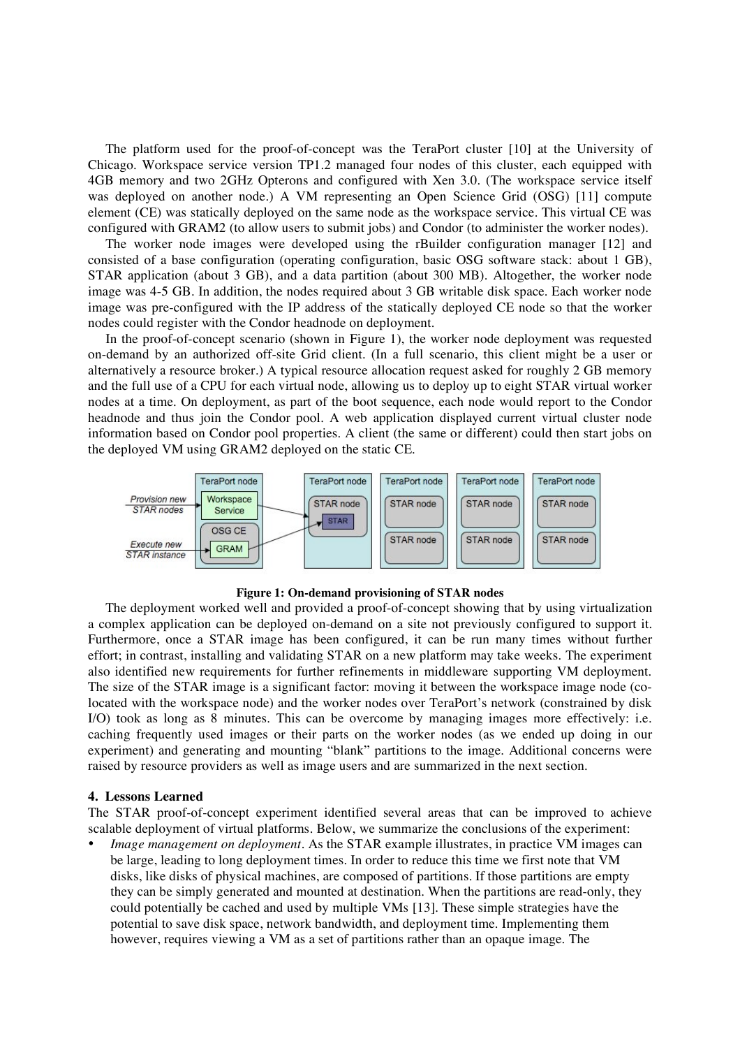The platform used for the proof-of-concept was the TeraPort cluster [10] at the University of Chicago. Workspace service version TP1.2 managed four nodes of this cluster, each equipped with 4GB memory and two 2GHz Opterons and configured with Xen 3.0. (The workspace service itself was deployed on another node.) A VM representing an Open Science Grid (OSG) [11] compute element (CE) was statically deployed on the same node as the workspace service. This virtual CE was configured with GRAM2 (to allow users to submit jobs) and Condor (to administer the worker nodes).

The worker node images were developed using the rBuilder configuration manager [12] and consisted of a base configuration (operating configuration, basic OSG software stack: about 1 GB), STAR application (about 3 GB), and a data partition (about 300 MB). Altogether, the worker node image was 4-5 GB. In addition, the nodes required about 3 GB writable disk space. Each worker node image was pre-configured with the IP address of the statically deployed CE node so that the worker nodes could register with the Condor headnode on deployment.

In the proof-of-concept scenario (shown in Figure 1), the worker node deployment was requested on-demand by an authorized off-site Grid client. (In a full scenario, this client might be a user or alternatively a resource broker.) A typical resource allocation request asked for roughly 2 GB memory and the full use of a CPU for each virtual node, allowing us to deploy up to eight STAR virtual worker nodes at a time. On deployment, as part of the boot sequence, each node would report to the Condor headnode and thus join the Condor pool. A web application displayed current virtual cluster node information based on Condor pool properties. A client (the same or different) could then start jobs on the deployed VM using GRAM2 deployed on the static CE.

**Figure 1: On-demand provisioning of STAR nodes**

The deployment worked well and provided a proof-of-concept showing that by using virtualization a complex application can be deployed on-demand on a site not previously configured to support it. Furthermore, once a STAR image has been configured, it can be run many times without further effort; in contrast, installing and validating STAR on a new platform may take weeks. The experiment also identified new requirements for further refinements in middleware supporting VM deployment. The size of the STAR image is a significant factor: moving it between the workspace image node (co-located with the workspace node) and the worker nodes over TeraPort's network (constrained by disk I/O) took as long as 8 minutes. This can be overcome by managing images more effectively: i.e. caching frequently used images or their parts on the worker nodes (as we ended up doing in our experiment) and generating and mounting "blank" partitions to the image. Additional concerns were raised by resource providers as well as image users and are summarized in the next section.

## 4. Lessons Learned

The STAR proof-of-concept experiment identified several areas that can be improved to achieve scalable deployment of virtual platforms. Below, we summarize the conclusions of the experiment:

- *Image management on deployment*. As the STAR example illustrates, in practice VM images can be large, leading to long deployment times. In order to reduce this time we first note that VM disks, like disks of physical machines, are composed of partitions. If those partitions are empty they can be simply generated and mounted at destination. When the partitions are read-only, they could potentially be cached and used by multiple VMs [13]. These simple strategies have the potential to save disk space, network bandwidth, and deployment time. Implementing them however, requires viewing a VM as a set of partitions rather than an opaque image. The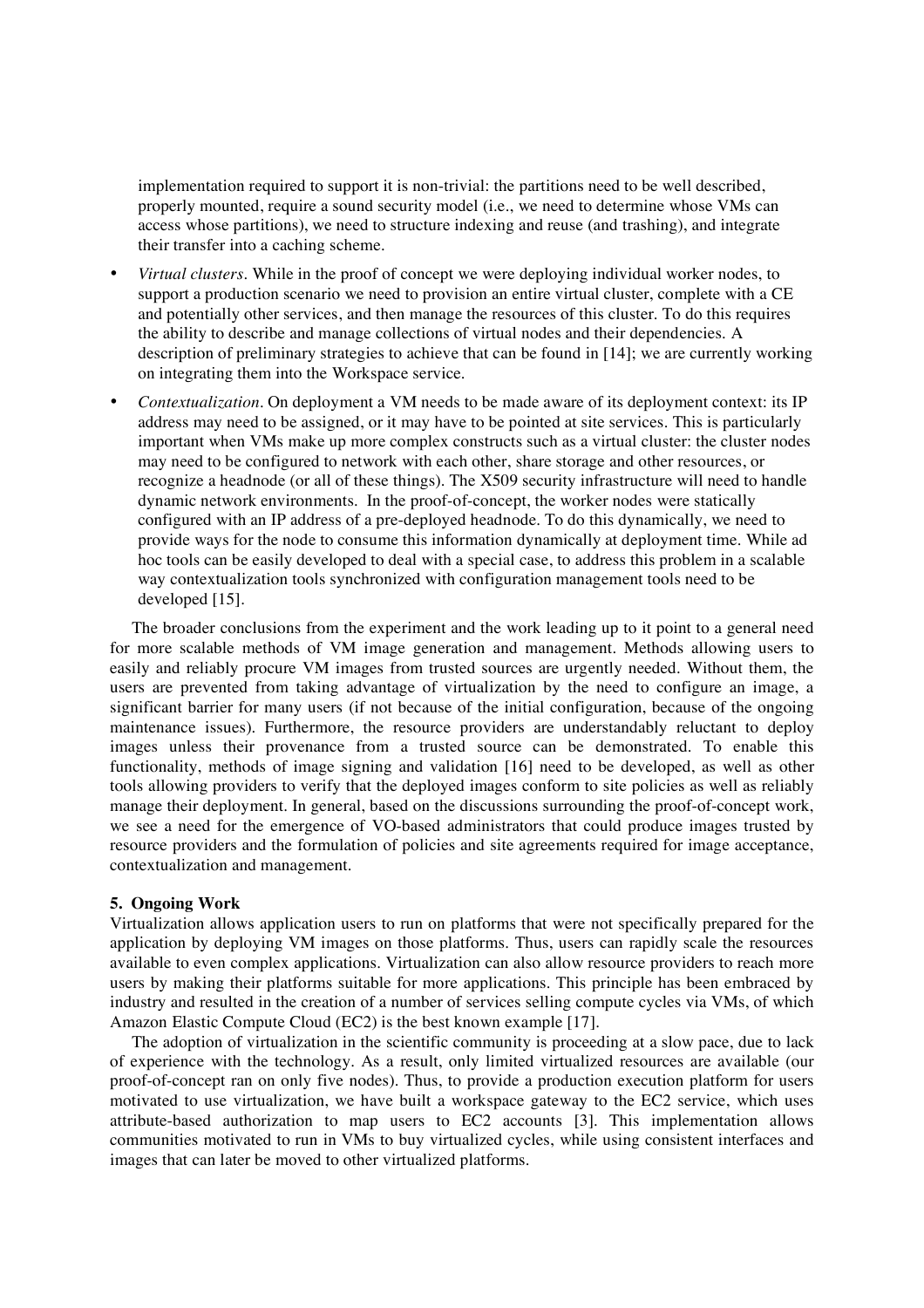implementation required to support it is non-trivial: the partitions need to be well described, properly mounted, require a sound security model (i.e., we need to determine whose VMs can access whose partitions), we need to structure indexing and reuse (and trashing), and integrate their transfer into a caching scheme.

- *Virtual clusters*. While in the proof of concept we were deploying individual worker nodes, to support a production scenario we need to provision an entire virtual cluster, complete with a CE and potentially other services, and then manage the resources of this cluster. To do this requires the ability to describe and manage collections of virtual nodes and their dependencies. A description of preliminary strategies to achieve that can be found in [14]; we are currently working on integrating them into the Workspace service.
- *Contextualization*. On deployment a VM needs to be made aware of its deployment context: its IP address may need to be assigned, or it may have to be pointed at site services. This is particularly important when VMs make up more complex constructs such as a virtual cluster: the cluster nodes may need to be configured to network with each other, share storage and other resources, or recognize a headnode (or all of these things). The X509 security infrastructure will need to handle dynamic network environments. In the proof-of-concept, the worker nodes were statically configured with an IP address of a pre-deployed headnode. To do this dynamically, we need to provide ways for the node to consume this information dynamically at deployment time. While ad hoc tools can be easily developed to deal with a special case, to address this problem in a scalable way contextualization tools synchronized with configuration management tools need to be developed [15].

The broader conclusions from the experiment and the work leading up to it point to a general need for more scalable methods of VM image generation and management. Methods allowing users to easily and reliably procure VM images from trusted sources are urgently needed. Without them, the users are prevented from taking advantage of virtualization by the need to configure an image, a significant barrier for many users (if not because of the initial configuration, because of the ongoing maintenance issues). Furthermore, the resource providers are understandably reluctant to deploy images unless their provenance from a trusted source can be demonstrated. To enable this functionality, methods of image signing and validation [16] need to be developed, as well as other tools allowing providers to verify that the deployed images conform to site policies as well as reliably manage their deployment. In general, based on the discussions surrounding the proof-of-concept work, we see a need for the emergence of VO-based administrators that could produce images trusted by resource providers and the formulation of policies and site agreements required for image acceptance, contextualization and management.

## 5. Ongoing Work

Virtualization allows application users to run on platforms that were not specifically prepared for the application by deploying VM images on those platforms. Thus, users can rapidly scale the resources available to even complex applications. Virtualization can also allow resource providers to reach more users by making their platforms suitable for more applications. This principle has been embraced by industry and resulted in the creation of a number of services selling compute cycles via VMs, of which Amazon Elastic Compute Cloud (EC2) is the best known example [17].

The adoption of virtualization in the scientific community is proceeding at a slow pace, due to lack of experience with the technology. As a result, only limited virtualized resources are available (our proof-of-concept ran on only five nodes). Thus, to provide a production execution platform for users motivated to use virtualization, we have built a workspace gateway to the EC2 service, which uses attribute-based authorization to map users to EC2 accounts [3]. This implementation allows communities motivated to run in VMs to buy virtualized cycles, while using consistent interfaces and images that can later be moved to other virtualized platforms.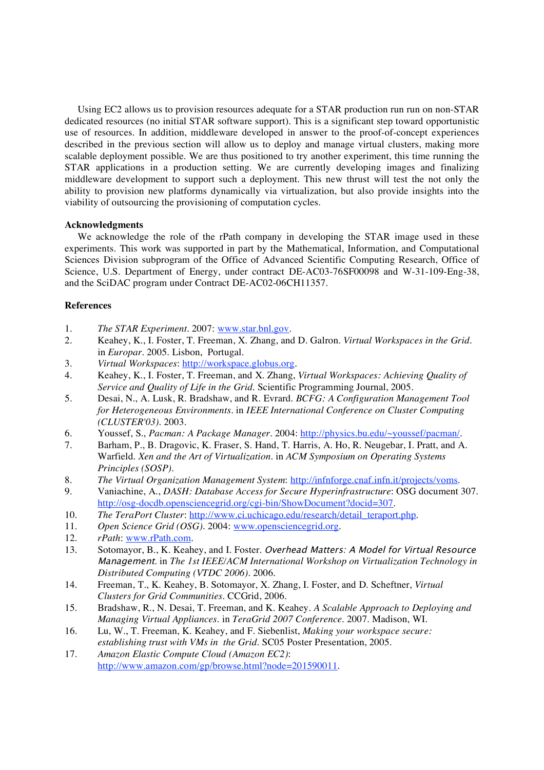Using EC2 allows us to provision resources adequate for a STAR production run run on non-STAR dedicated resources (no initial STAR software support). This is a significant step toward opportunistic use of resources. In addition, middleware developed in answer to the proof-of-concept experiences described in the previous section will allow us to deploy and manage virtual clusters, making more scalable deployment possible. We are thus positioned to try another experiment, this time running the STAR applications in a production setting. We are currently developing images and finalizing middleware development to support such a deployment. This new thrust will test the not only the ability to provision new platforms dynamically via virtualization, but also provide insights into the viability of outsourcing the provisioning of computation cycles.

**Acknowledgments**

We acknowledge the role of the rPath company in developing the STAR image used in these experiments. This work was supported in part by the Mathematical, Information, and Computational Sciences Division subprogram of the Office of Advanced Scientific Computing Research, Office of Science, U.S. Department of Energy, under contract DE-AC03-76SF00098 and W-31-109-Eng-38, and the SciDAC program under Contract DE-AC02-06CH11357.

**References**

1. *The STAR Experiment*. 2007: www.star.bnl.gov.
2. Keahey, K., I. Foster, T. Freeman, X. Zhang, and D. Galron. *Virtual Workspaces in the Grid*. in *Europar*. 2005. Lisbon, Portugal.
3. *Virtual Workspaces*: http://workspace.globus.org.
4. Keahey, K., I. Foster, T. Freeman, and X. Zhang, *Virtual Workspaces: Achieving Quality of Service and Quality of Life in the Grid*. Scientific Programming Journal, 2005.
5. Desai, N., A. Lusk, R. Bradshaw, and R. Evrard. *BCFG: A Configuration Management Tool for Heterogeneous Environments*. in *IEEE International Conference on Cluster Computing (CLUSTER'03)*. 2003.
6. Youssef, S., *Pacman: A Package Manager*. 2004: http://physics.bu.edu/~youssef/pacman/.
7. Barham, P., B. Dragovic, K. Fraser, S. Hand, T. Harris, A. Ho, R. Neugebar, I. Pratt, and A. Warfield. *Xen and the Art of Virtualization*. in *ACM Symposium on Operating Systems Principles (SOSP)*.
8. *The Virtual Organization Management System*: http://infnforge.cnaf.infn.it/projects/voms.
9. Vaniachine, A., *DASH: Database Access for Secure Hyperinfrastructure*: OSG document 307. http://osg-docdb.opensciencegrid.org/cgi-bin/ShowDocument?docid=307.
10. *The TeraPort Cluster*: http://www.ci.uchicago.edu/research/detail_teraport.php.
11. *Open Science Grid (OSG)*. 2004: www.opensciencegrid.org.
12. *rPath*: www.rPath.com.
13. Sotomayor, B., K. Keahey, and I. Foster. *Overhead Matters: A Model for Virtual Resource Management*. in *The 1st IEEE/ACM International Workshop on Virtualization Technology in Distributed Computing (VTDC 2006)*. 2006.
14. Freeman, T., K. Keahey, B. Sotomayor, X. Zhang, I. Foster, and D. Scheftner, *Virtual Clusters for Grid Communities*. CCGrid, 2006.
15. Bradshaw, R., N. Desai, T. Freeman, and K. Keahey. *A Scalable Approach to Deploying and Managing Virtual Appliances*. in *TeraGrid 2007 Conference*. 2007. Madison, WI.
16. Lu, W., T. Freeman, K. Keahey, and F. Siebenlist, *Making your workspace secure: establishing trust with VMs in the Grid*. SC05 Poster Presentation, 2005.
17. *Amazon Elastic Compute Cloud (Amazon EC2)*: http://www.amazon.com/gp/browse.html?node=201590011.